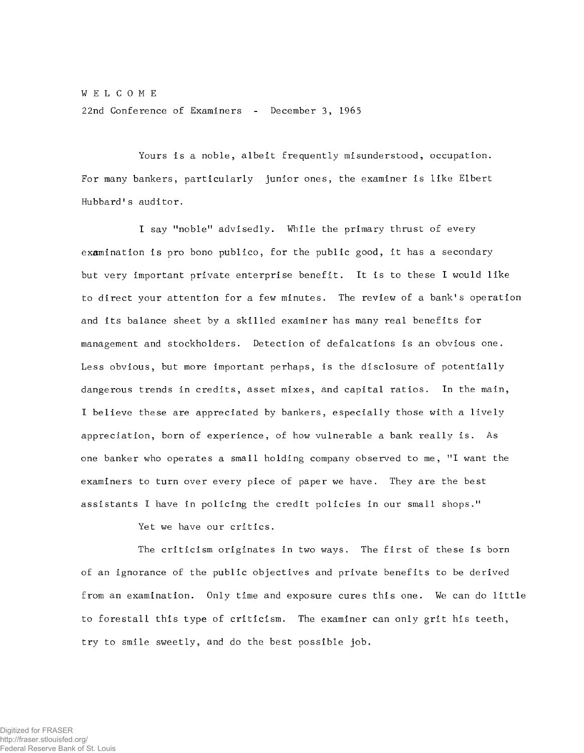W E L C O M E

22nd Conference of Examiners - December 3, 1965

Yours is a noble, albeit frequently misunderstood, occupation. For many bankers, particularly junior ones, the examiner is like Elbert Hubbard's auditor.

I say "noble" advisedly. While the primary thrust of every examination is pro bono publico, for the public good, it has a secondary but very important private enterprise benefit. It is to these I would like to direct your attention for a few minutes. The review of a bank's operation and its balance sheet by a skilled examiner has many real benefits for management and stockholders. Detection of defalcations is an obvious one. Less obvious, but more important perhaps, is the disclosure of potentially dangerous trends in credits, asset mixes, and capital ratios. In the main, I believe these are appreciated by bankers, especially those with a lively appreciation, born of experience, of how vulnerable a bank really is. As one banker who operates a small holding company observed to me, "I want the examiners to turn over every piece of paper we have. They are the best assistants I have in policing the credit policies in our small shops."

Yet we have our critics.

The criticism originates in two ways. The first of these is born of an ignorance of the public objectives and private benefits to be derived from an examination. Only time and exposure cures this one. We can do little to forestall this type of criticism. The examiner can only grit his teeth, try to smile sweetly, and do the best possible job.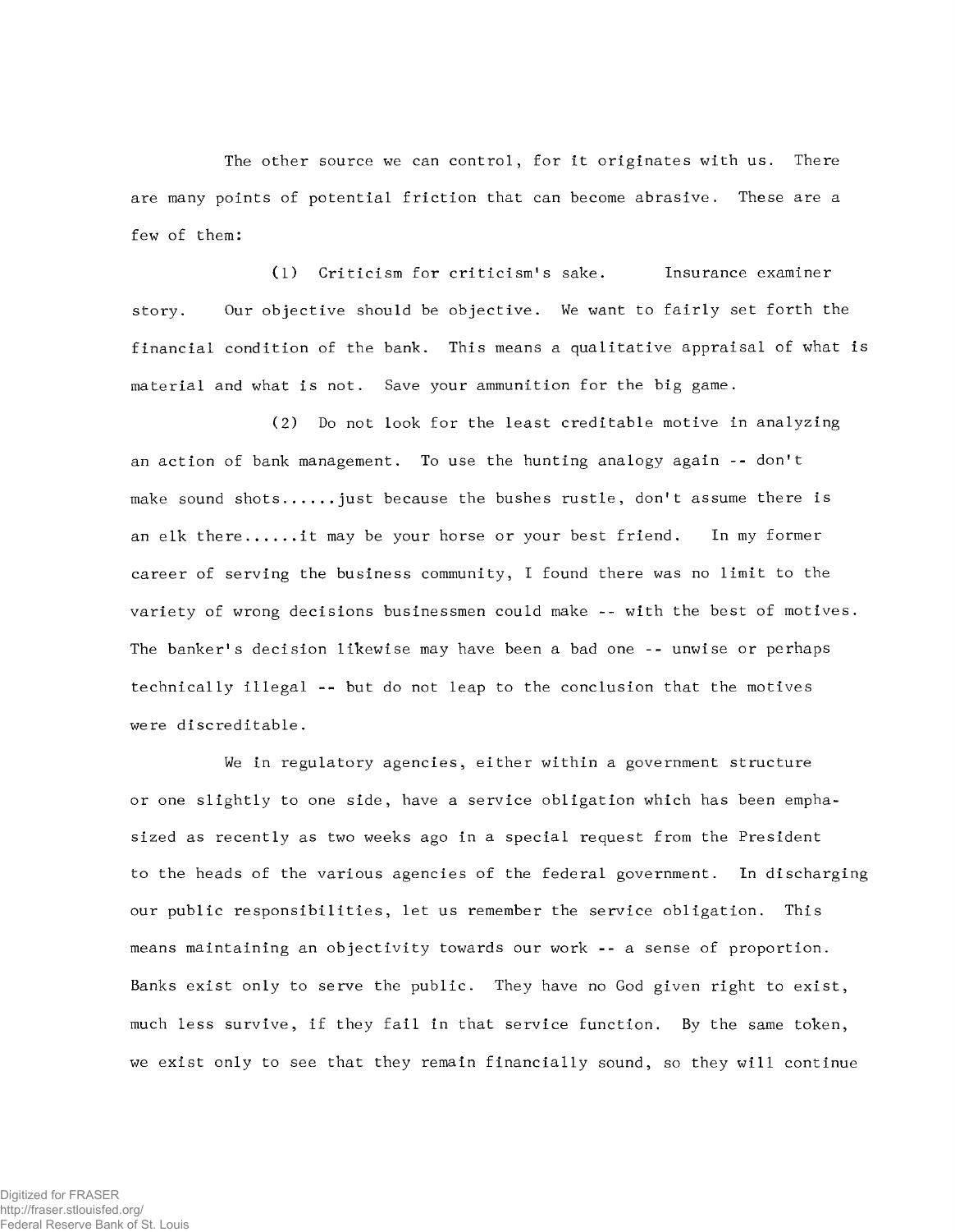The other source we can control, for it originates with us. There are many points of potential friction that can become abrasive. These are a few of them:

(1) Criticism for criticism's sake. Insurance examiner story. Our objective should be objective. We want to fairly set forth the financial condition of the bank. This means a qualitative appraisal of what is material and what is not. Save your ammunition for the big game.

(2) Do not look for the least creditable motive in analyzing an action of bank management. To use the hunting analogy again -- don't make sound shots......just because the bushes rustle, don't assume there is an elk there......it may be your horse or your best friend. In my former career of serving the business community, I found there was no limit to the variety of wrong decisions businessmen could make -- with the best of motives. The banker's decision likewise may have been a bad one -- unwise or perhaps technically illegal -- but do not leap to the conclusion that the motives were discreditable.

We in regulatory agencies, either within a government structure or one slightly to one side, have a service obligation which has been emphasized as recently as two weeks ago in a special request from the President to the heads of the various agencies of the federal government. In discharging our public responsibilities, let us remember the service obligation. This means maintaining an objectivity towards our work -- a sense of proportion. Banks exist only to serve the public. They have no God given right to exist, much less survive, if they fail in that service function. By the same token, we exist only to see that they remain financially sound, so they will continue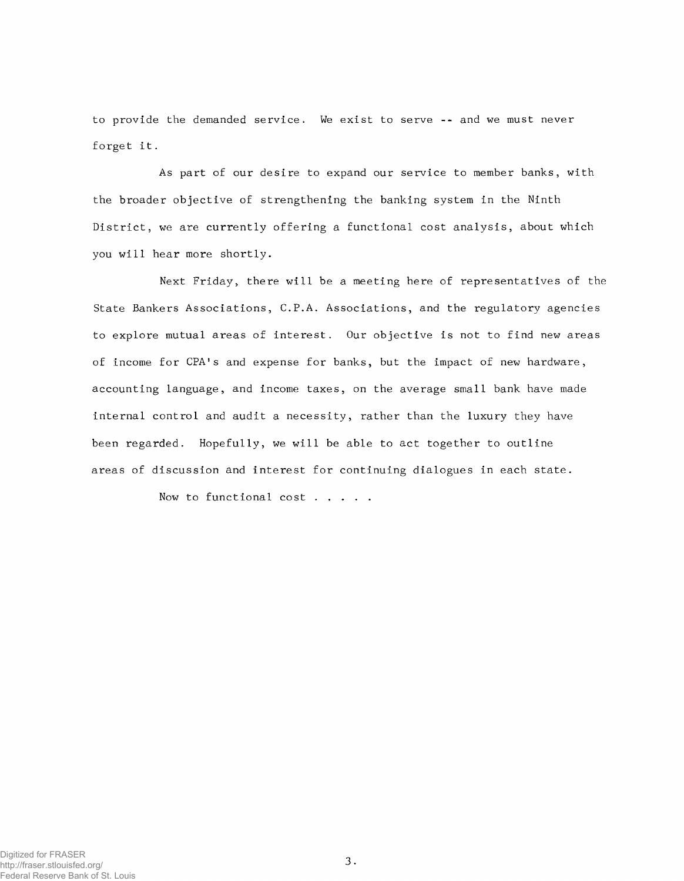to provide the demanded service. We exist to serve -- and we must never forget it.

As part of our desire to expand our service to member banks, with the broader objective of strengthening the banking system in the Ninth District, we are currently offering a functional cost analysis, about which you will hear more shortly.

Next Friday, there will be a meeting here of representatives of the State Bankers Associations, C.P.A. Associations, and the regulatory agencies to explore mutual areas of interest. Our objective is not to find new areas of income for CPA's and expense for banks, but the impact of new hardware, accounting language, and income taxes, on the average small bank have made internal control and audit a necessity, rather than the luxury they have been regarded. Hopefully, we will be able to act together to outline areas of discussion and interest for continuing dialogues in each state.

Now to functional cost . . . . .